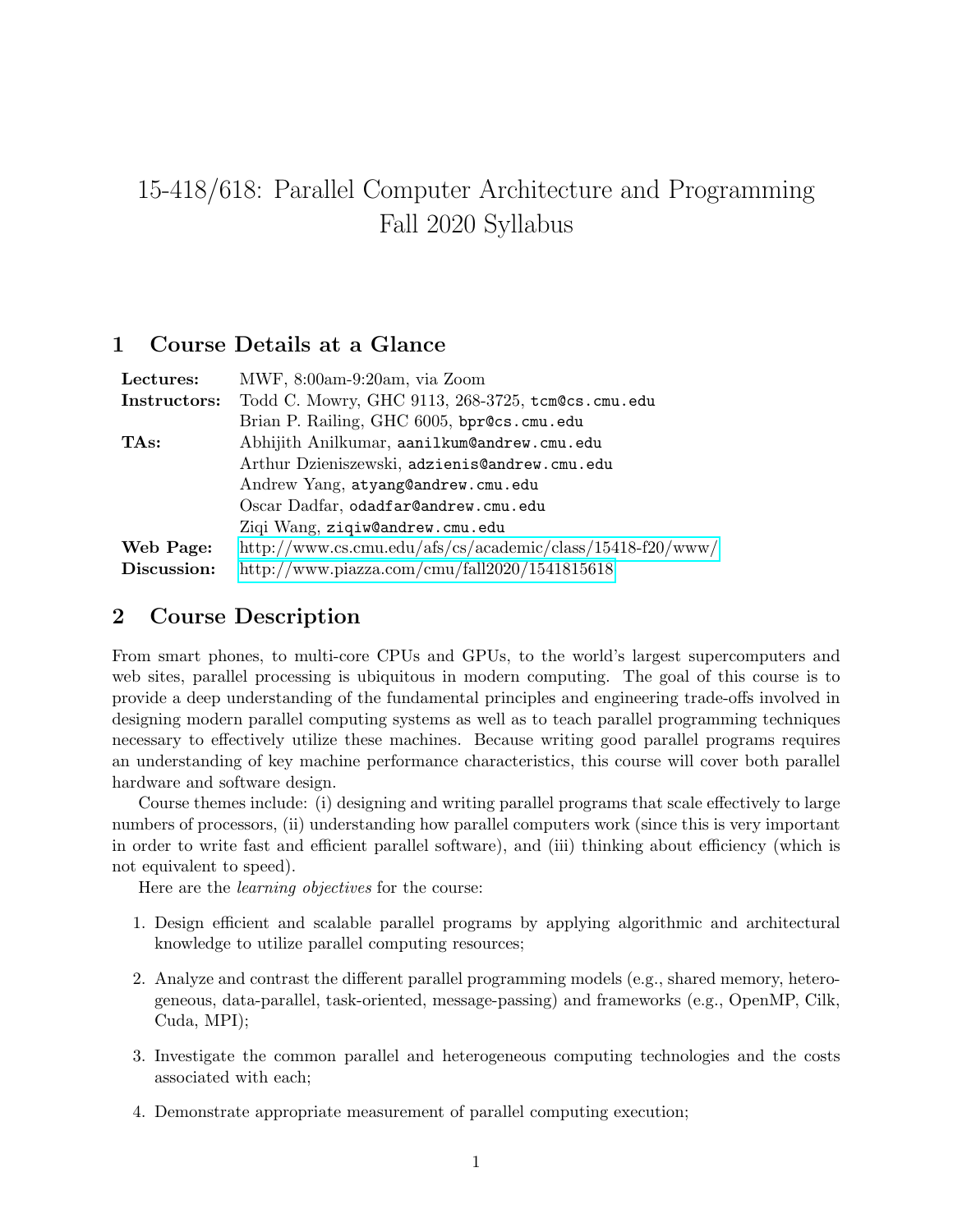# 15-418/618: Parallel Computer Architecture and Programming
# Fall 2020 Syllabus

## 1 Course Details at a Glance

| | |
|---|---|
| **Lectures:** | MWF, 8:00am-9:20am, via Zoom |
| **Instructors:** | Todd C. Mowry, GHC 9113, 268-3725, `tcm@cs.cmu.edu` |
| | Brian P. Railing, GHC 6005, `bpr@cs.cmu.edu` |
| **TAs:** | Abhijith Anilkumar, `aanilkum@andrew.cmu.edu` |
| | Arthur Dzieniszewski, `adzienis@andrew.cmu.edu` |
| | Andrew Yang, `atyang@andrew.cmu.edu` |
| | Oscar Dadfar, `odadfar@andrew.cmu.edu` |
| | Ziqi Wang, `ziqiw@andrew.cmu.edu` |
| **Web Page:** | http://www.cs.cmu.edu/afs/cs/academic/class/15418-f20/www/ |
| **Discussion:** | http://www.piazza.com/cmu/fall2020/1541815618 |

## 2 Course Description

From smart phones, to multi-core CPUs and GPUs, to the world's largest supercomputers and web sites, parallel processing is ubiquitous in modern computing. The goal of this course is to provide a deep understanding of the fundamental principles and engineering trade-offs involved in designing modern parallel computing systems as well as to teach parallel programming techniques necessary to effectively utilize these machines. Because writing good parallel programs requires an understanding of key machine performance characteristics, this course will cover both parallel hardware and software design.

Course themes include: (i) designing and writing parallel programs that scale effectively to large numbers of processors, (ii) understanding how parallel computers work (since this is very important in order to write fast and efficient parallel software), and (iii) thinking about efficiency (which is not equivalent to speed).

Here are the *learning objectives* for the course:

1. Design efficient and scalable parallel programs by applying algorithmic and architectural knowledge to utilize parallel computing resources;
2. Analyze and contrast the different parallel programming models (e.g., shared memory, heterogeneous, data-parallel, task-oriented, message-passing) and frameworks (e.g., OpenMP, Cilk, Cuda, MPI);
3. Investigate the common parallel and heterogeneous computing technologies and the costs associated with each;
4. Demonstrate appropriate measurement of parallel computing execution;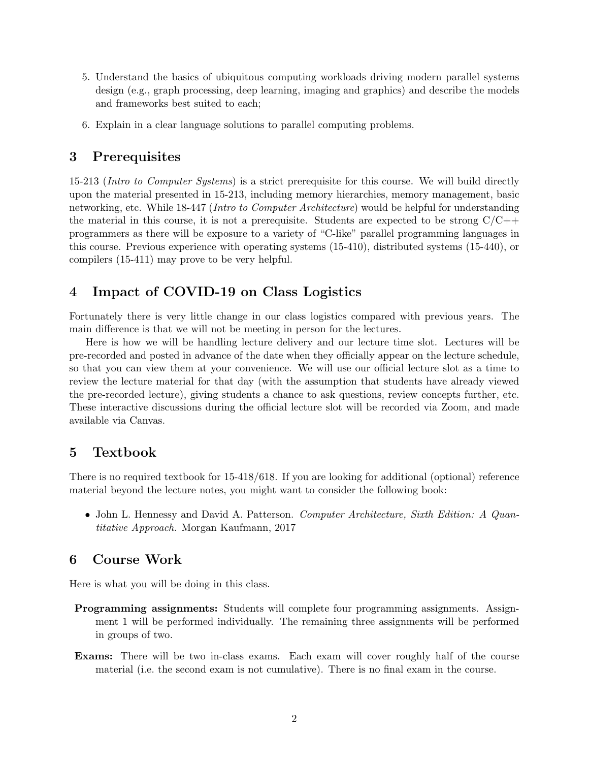5. Understand the basics of ubiquitous computing workloads driving modern parallel systems design (e.g., graph processing, deep learning, imaging and graphics) and describe the models and frameworks best suited to each;

6. Explain in a clear language solutions to parallel computing problems.

## 3 Prerequisites

15-213 (*Intro to Computer Systems*) is a strict prerequisite for this course. We will build directly upon the material presented in 15-213, including memory hierarchies, memory management, basic networking, etc. While 18-447 (*Intro to Computer Architecture*) would be helpful for understanding the material in this course, it is not a prerequisite. Students are expected to be strong C/C++ programmers as there will be exposure to a variety of "C-like" parallel programming languages in this course. Previous experience with operating systems (15-410), distributed systems (15-440), or compilers (15-411) may prove to be very helpful.

## 4 Impact of COVID-19 on Class Logistics

Fortunately there is very little change in our class logistics compared with previous years. The main difference is that we will not be meeting in person for the lectures.

Here is how we will be handling lecture delivery and our lecture time slot. Lectures will be pre-recorded and posted in advance of the date when they officially appear on the lecture schedule, so that you can view them at your convenience. We will use our official lecture slot as a time to review the lecture material for that day (with the assumption that students have already viewed the pre-recorded lecture), giving students a chance to ask questions, review concepts further, etc. These interactive discussions during the official lecture slot will be recorded via Zoom, and made available via Canvas.

## 5 Textbook

There is no required textbook for 15-418/618. If you are looking for additional (optional) reference material beyond the lecture notes, you might want to consider the following book:

- John L. Hennessy and David A. Patterson. *Computer Architecture, Sixth Edition: A Quantitative Approach.* Morgan Kaufmann, 2017

## 6 Course Work

Here is what you will be doing in this class.

**Programming assignments:** Students will complete four programming assignments. Assignment 1 will be performed individually. The remaining three assignments will be performed in groups of two.

**Exams:** There will be two in-class exams. Each exam will cover roughly half of the course material (i.e. the second exam is not cumulative). There is no final exam in the course.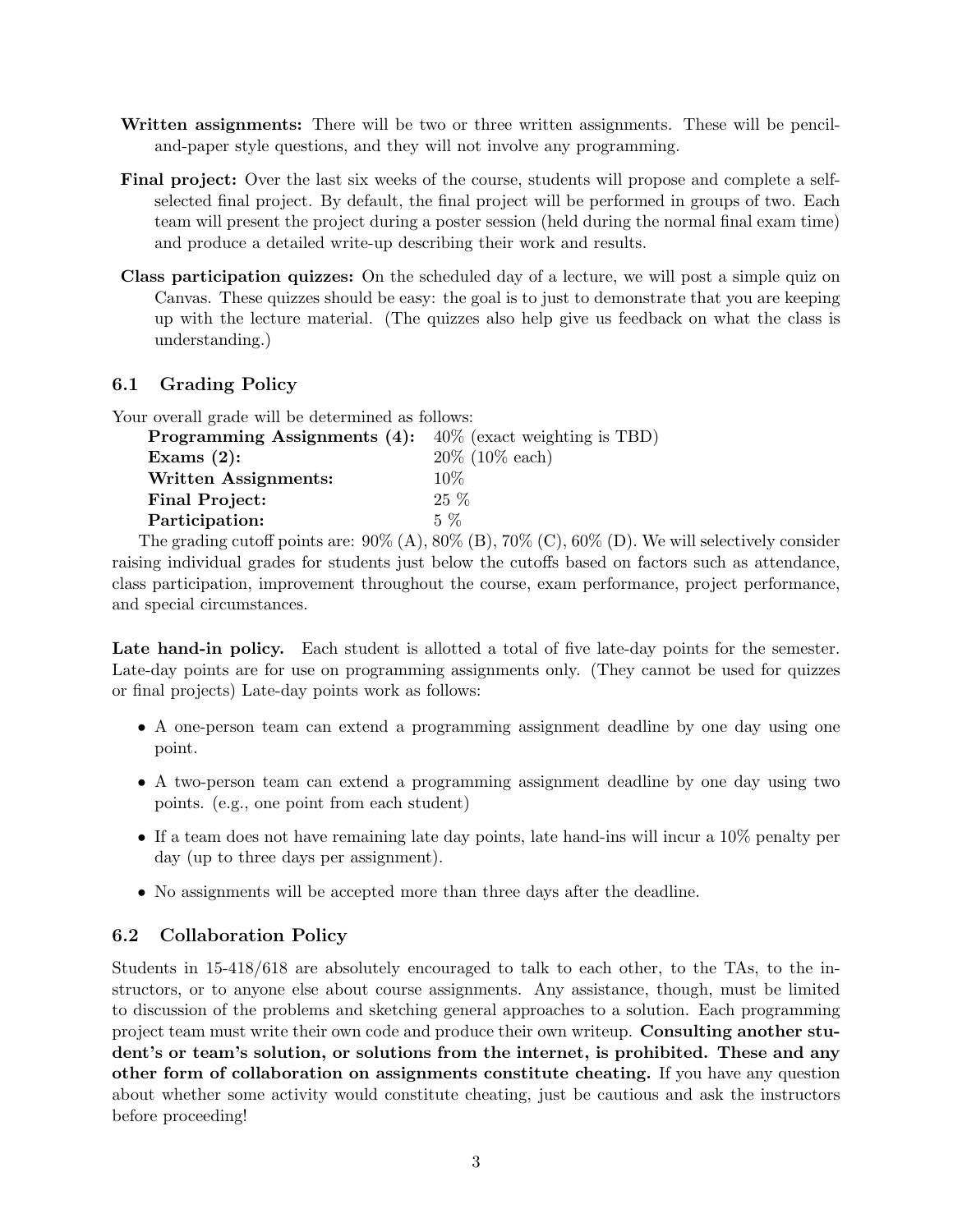**Written assignments:** There will be two or three written assignments. These will be pencil-and-paper style questions, and they will not involve any programming.

**Final project:** Over the last six weeks of the course, students will propose and complete a self-selected final project. By default, the final project will be performed in groups of two. Each team will present the project during a poster session (held during the normal final exam time) and produce a detailed write-up describing their work and results.

**Class participation quizzes:** On the scheduled day of a lecture, we will post a simple quiz on Canvas. These quizzes should be easy: the goal is to just to demonstrate that you are keeping up with the lecture material. (The quizzes also help give us feedback on what the class is understanding.)

### 6.1 Grading Policy

Your overall grade will be determined as follows:

| | |
|---|---|
| **Programming Assignments (4):** | 40% (exact weighting is TBD) |
| **Exams (2):** | 20% (10% each) |
| **Written Assignments:** | 10% |
| **Final Project:** | 25 % |
| **Participation:** | 5 % |

The grading cutoff points are: 90% (A), 80% (B), 70% (C), 60% (D). We will selectively consider raising individual grades for students just below the cutoffs based on factors such as attendance, class participation, improvement throughout the course, exam performance, project performance, and special circumstances.

**Late hand-in policy.** Each student is allotted a total of five late-day points for the semester. Late-day points are for use on programming assignments only. (They cannot be used for quizzes or final projects) Late-day points work as follows:

- A one-person team can extend a programming assignment deadline by one day using one point.
- A two-person team can extend a programming assignment deadline by one day using two points. (e.g., one point from each student)
- If a team does not have remaining late day points, late hand-ins will incur a 10% penalty per day (up to three days per assignment).
- No assignments will be accepted more than three days after the deadline.

### 6.2 Collaboration Policy

Students in 15-418/618 are absolutely encouraged to talk to each other, to the TAs, to the instructors, or to anyone else about course assignments. Any assistance, though, must be limited to discussion of the problems and sketching general approaches to a solution. Each programming project team must write their own code and produce their own writeup. **Consulting another student's or team's solution, or solutions from the internet, is prohibited. These and any other form of collaboration on assignments constitute cheating.** If you have any question about whether some activity would constitute cheating, just be cautious and ask the instructors before proceeding!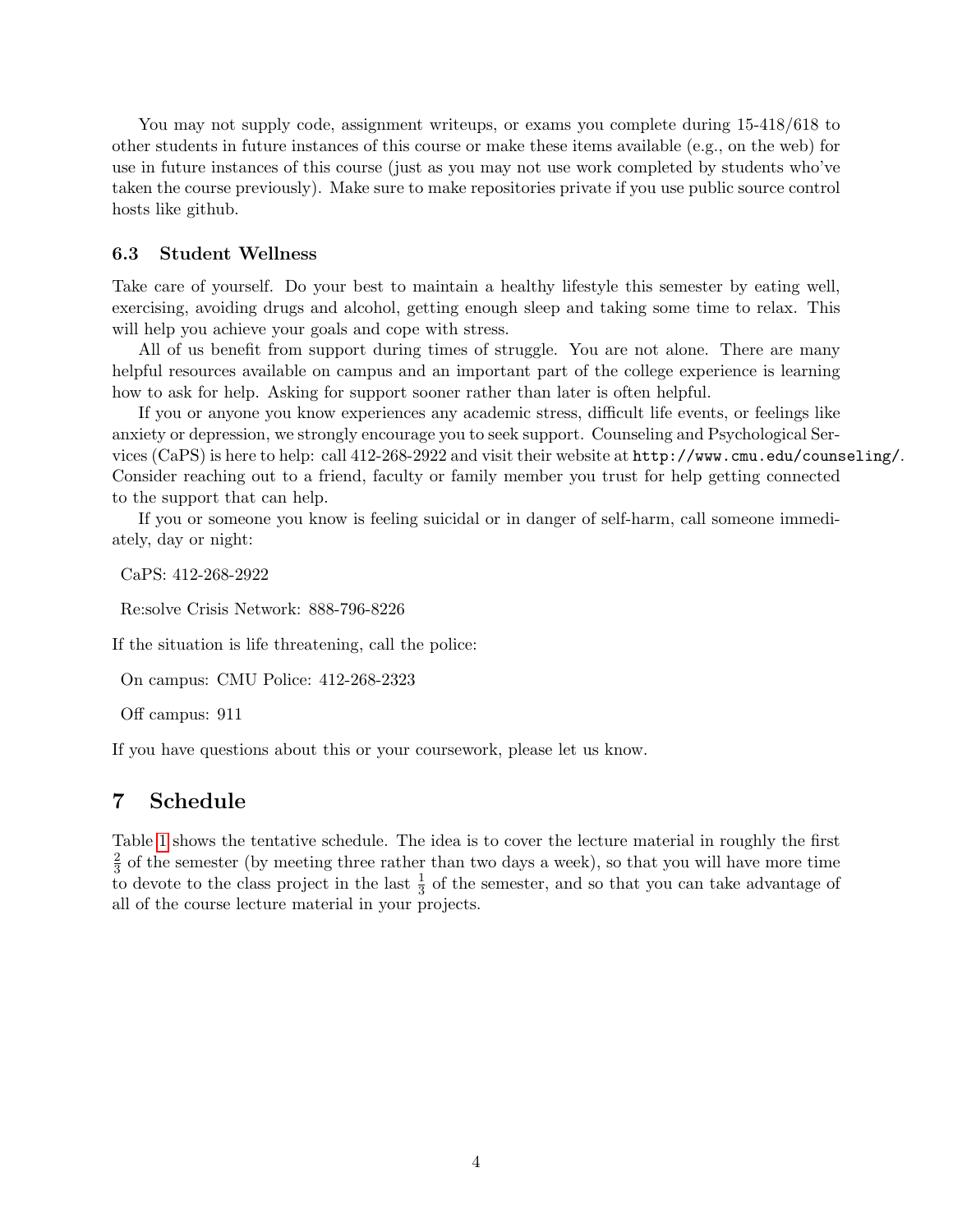You may not supply code, assignment writeups, or exams you complete during 15-418/618 to other students in future instances of this course or make these items available (e.g., on the web) for use in future instances of this course (just as you may not use work completed by students who've taken the course previously). Make sure to make repositories private if you use public source control hosts like github.

### 6.3 Student Wellness

Take care of yourself. Do your best to maintain a healthy lifestyle this semester by eating well, exercising, avoiding drugs and alcohol, getting enough sleep and taking some time to relax. This will help you achieve your goals and cope with stress.

All of us benefit from support during times of struggle. You are not alone. There are many helpful resources available on campus and an important part of the college experience is learning how to ask for help. Asking for support sooner rather than later is often helpful.

If you or anyone you know experiences any academic stress, difficult life events, or feelings like anxiety or depression, we strongly encourage you to seek support. Counseling and Psychological Services (CaPS) is here to help: call 412-268-2922 and visit their website at `http://www.cmu.edu/counseling/`. Consider reaching out to a friend, faculty or family member you trust for help getting connected to the support that can help.

If you or someone you know is feeling suicidal or in danger of self-harm, call someone immediately, day or night:

CaPS: 412-268-2922

Re:solve Crisis Network: 888-796-8226

If the situation is life threatening, call the police:

On campus: CMU Police: 412-268-2323

Off campus: 911

If you have questions about this or your coursework, please let us know.

## 7 Schedule

Table 1 shows the tentative schedule. The idea is to cover the lecture material in roughly the first $\frac{2}{3}$ of the semester (by meeting three rather than two days a week), so that you will have more time to devote to the class project in the last $\frac{1}{3}$ of the semester, and so that you can take advantage of all of the course lecture material in your projects.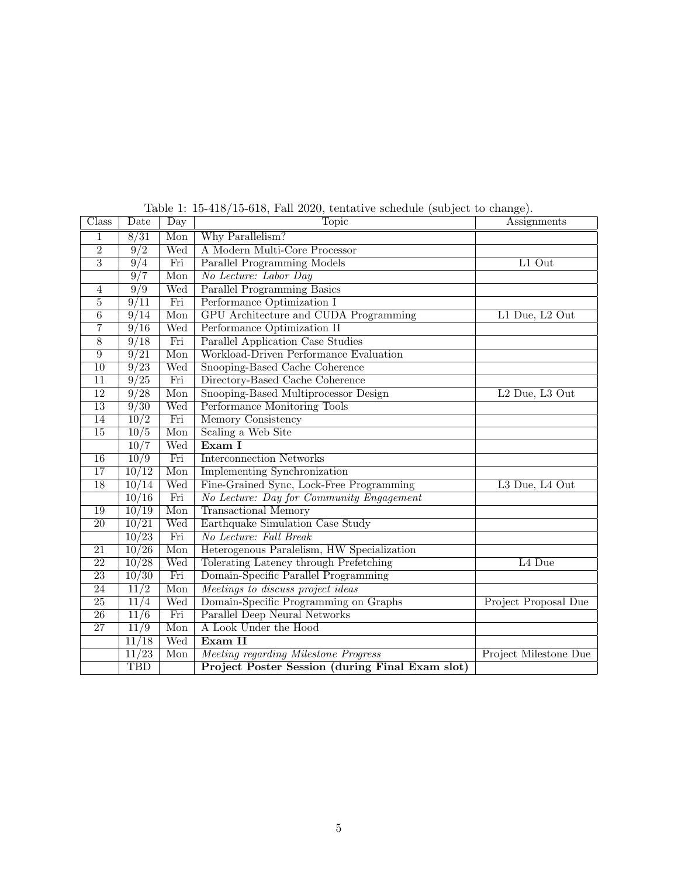Table 1: 15-418/15-618, Fall 2020, tentative schedule (subject to change).

| Class | Date | Day | Topic | Assignments |
|---|---|---|---|---|
| 1 | 8/31 | Mon | Why Parallelism? | |
| 2 | 9/2 | Wed | A Modern Multi-Core Processor | |
| 3 | 9/4 | Fri | Parallel Programming Models | L1 Out |
| | 9/7 | Mon | *No Lecture: Labor Day* | |
| 4 | 9/9 | Wed | Parallel Programming Basics | |
| 5 | 9/11 | Fri | Performance Optimization I | |
| 6 | 9/14 | Mon | GPU Architecture and CUDA Programming | L1 Due, L2 Out |
| 7 | 9/16 | Wed | Performance Optimization II | |
| 8 | 9/18 | Fri | Parallel Application Case Studies | |
| 9 | 9/21 | Mon | Workload-Driven Performance Evaluation | |
| 10 | 9/23 | Wed | Snooping-Based Cache Coherence | |
| 11 | 9/25 | Fri | Directory-Based Cache Coherence | |
| 12 | 9/28 | Mon | Snooping-Based Multiprocessor Design | L2 Due, L3 Out |
| 13 | 9/30 | Wed | Performance Monitoring Tools | |
| 14 | 10/2 | Fri | Memory Consistency | |
| 15 | 10/5 | Mon | Scaling a Web Site | |
| | 10/7 | Wed | **Exam I** | |
| 16 | 10/9 | Fri | Interconnection Networks | |
| 17 | 10/12 | Mon | Implementing Synchronization | |
| 18 | 10/14 | Wed | Fine-Grained Sync, Lock-Free Programming | L3 Due, L4 Out |
| | 10/16 | Fri | *No Lecture: Day for Community Engagement* | |
| 19 | 10/19 | Mon | Transactional Memory | |
| 20 | 10/21 | Wed | Earthquake Simulation Case Study | |
| | 10/23 | Fri | *No Lecture: Fall Break* | |
| 21 | 10/26 | Mon | Heterogenous Paralelism, HW Specialization | |
| 22 | 10/28 | Wed | Tolerating Latency through Prefetching | L4 Due |
| 23 | 10/30 | Fri | Domain-Specific Parallel Programming | |
| 24 | 11/2 | Mon | *Meetings to discuss project ideas* | |
| 25 | 11/4 | Wed | Domain-Specific Programming on Graphs | Project Proposal Due |
| 26 | 11/6 | Fri | Parallel Deep Neural Networks | |
| 27 | 11/9 | Mon | A Look Under the Hood | |
| | 11/18 | Wed | **Exam II** | |
| | 11/23 | Mon | *Meeting regarding Milestone Progress* | Project Milestone Due |
| | TBD | | **Project Poster Session (during Final Exam slot)** | |